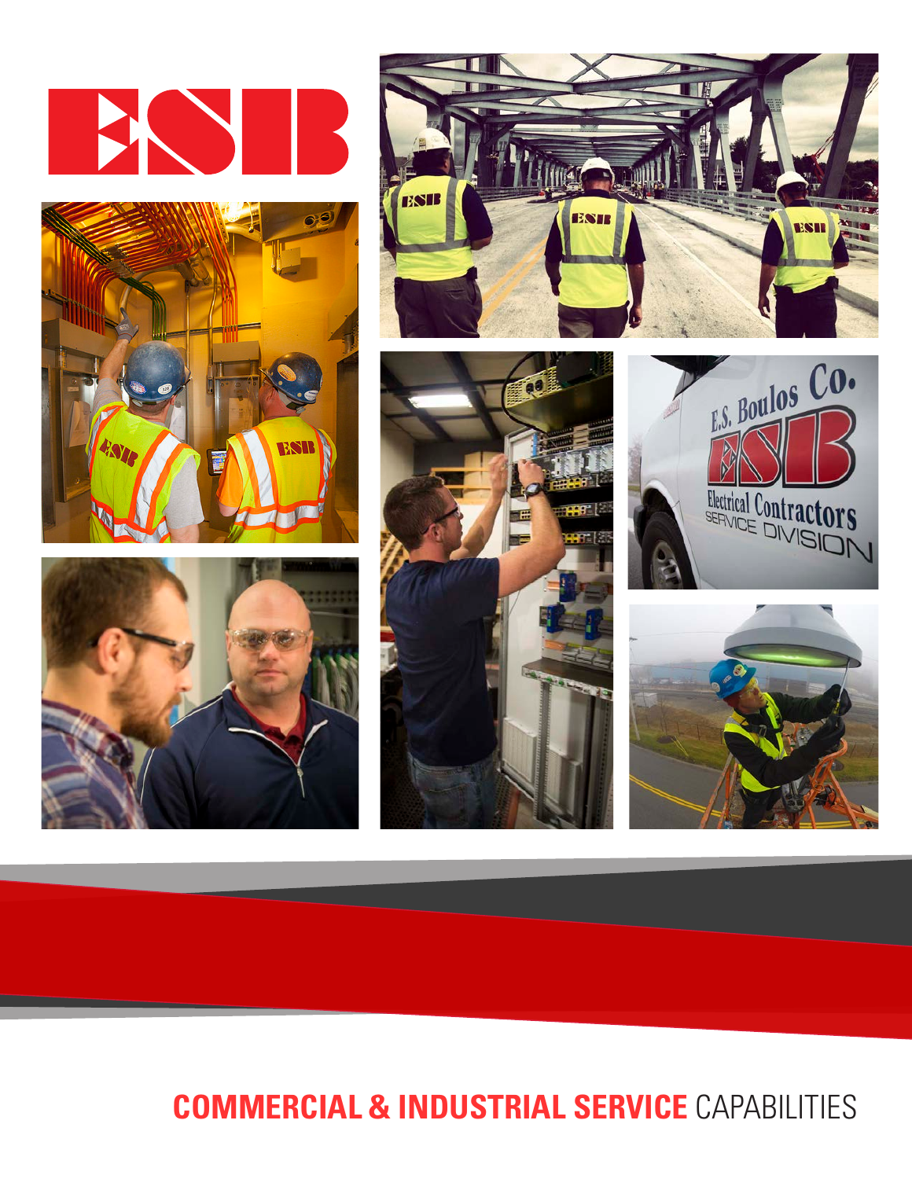# COMMERCIAL & INDUSTRIAL SERVICE CAPABILITIES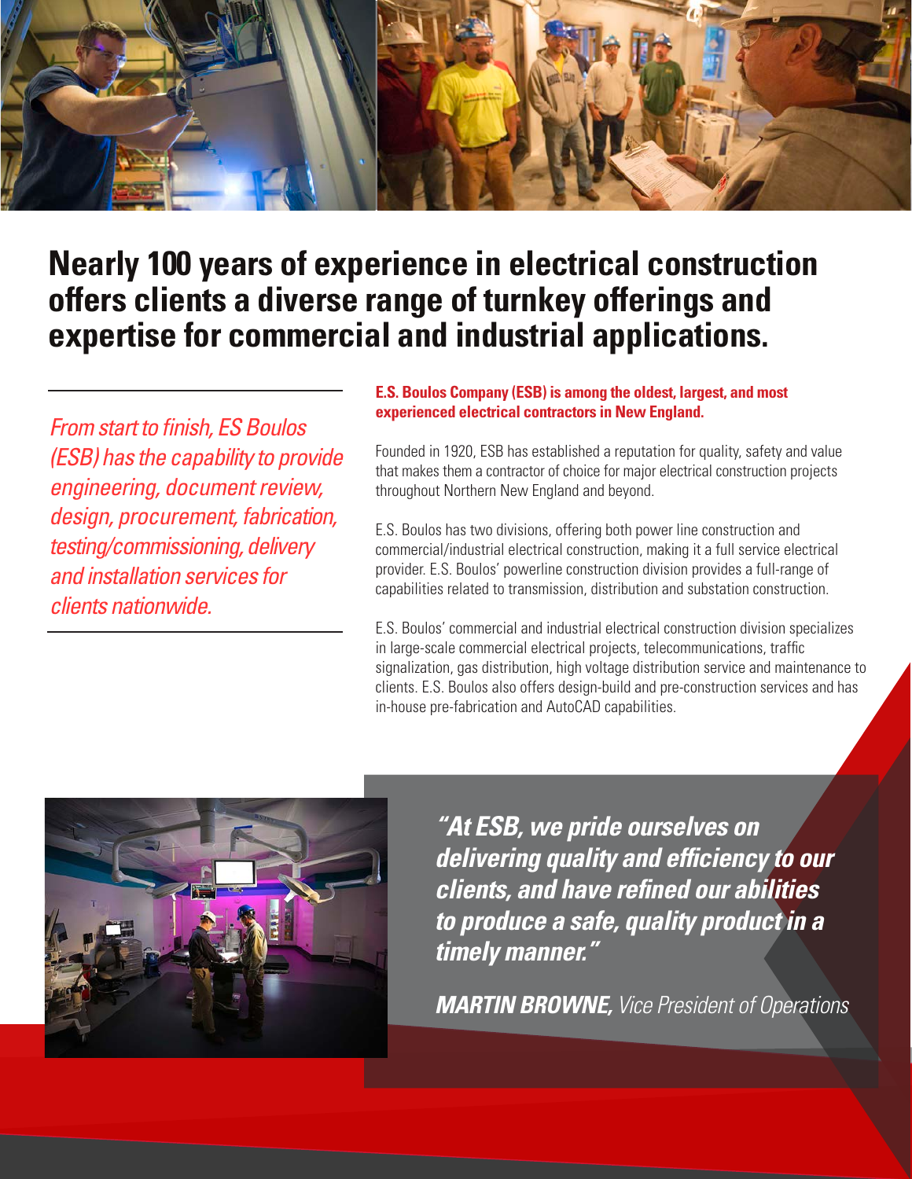# Nearly 100 years of experience in electrical construction offers clients a diverse range of turnkey offerings and expertise for commercial and industrial applications.

*From start to finish, ES Boulos (ESB) has the capability to provide engineering, document review, design, procurement, fabrication, testing/commissioning, delivery and installation services for clients nationwide.*

**E.S. Boulos Company (ESB) is among the oldest, largest, and most experienced electrical contractors in New England.**

Founded in 1920, ESB has established a reputation for quality, safety and value that makes them a contractor of choice for major electrical construction projects throughout Northern New England and beyond.

E.S. Boulos has two divisions, offering both power line construction and commercial/industrial electrical construction, making it a full service electrical provider. E.S. Boulos' powerline construction division provides a full-range of capabilities related to transmission, distribution and substation construction.

E.S. Boulos' commercial and industrial electrical construction division specializes in large-scale commercial electrical projects, telecommunications, traffic signalization, gas distribution, high voltage distribution service and maintenance to clients. E.S. Boulos also offers design-build and pre-construction services and has in-house pre-fabrication and AutoCAD capabilities.

***"At ESB, we pride ourselves on delivering quality and efficiency to our clients, and have refined our abilities to produce a safe, quality product in a timely manner."***

***MARTIN BROWNE,*** *Vice President of Operations*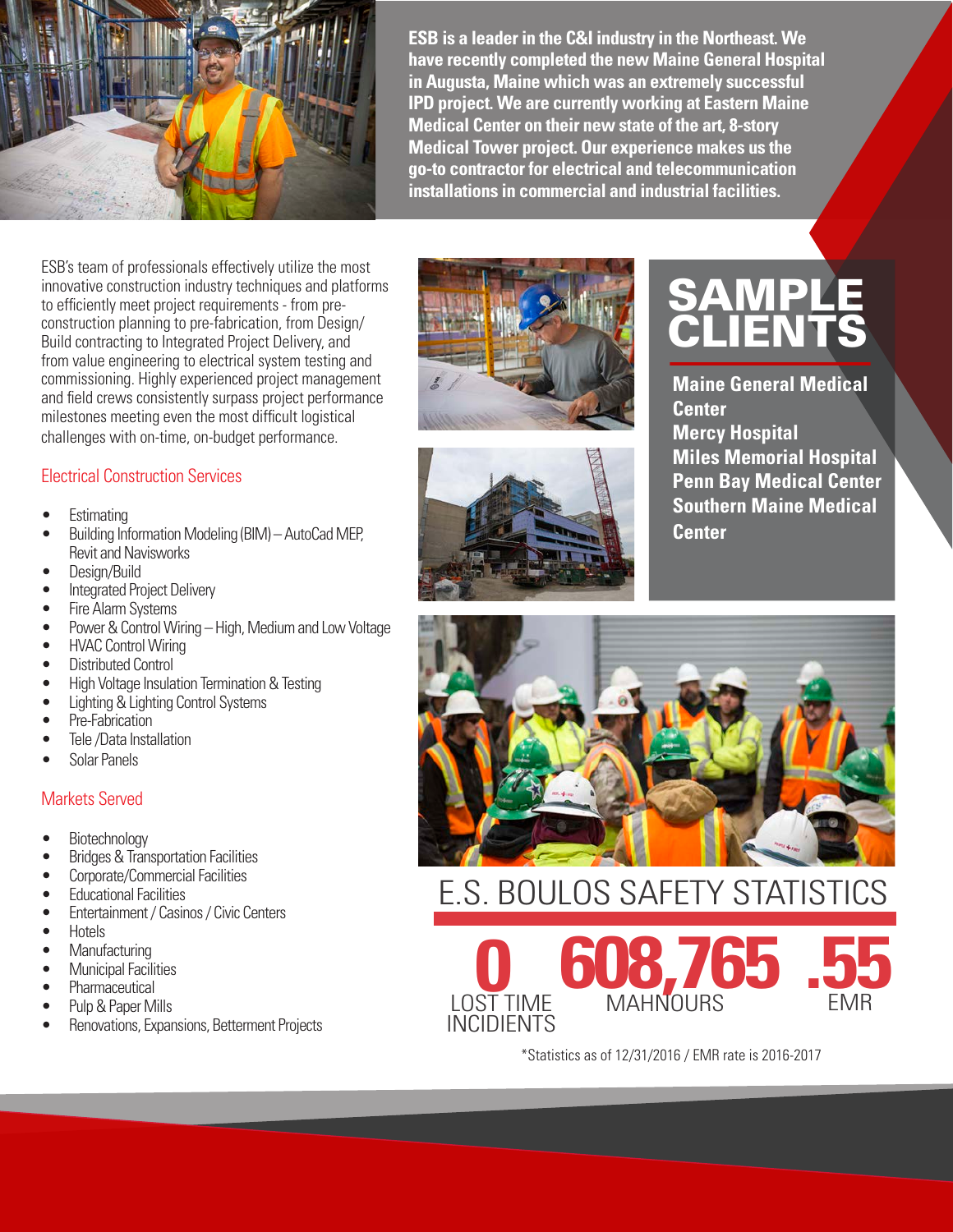**ESB is a leader in the C&I industry in the Northeast. We have recently completed the new Maine General Hospital in Augusta, Maine which was an extremely successful IPD project. We are currently working at Eastern Maine Medical Center on their new state of the art, 8-story Medical Tower project. Our experience makes us the go-to contractor for electrical and telecommunication installations in commercial and industrial facilities.**

ESB's team of professionals effectively utilize the most innovative construction industry techniques and platforms to efficiently meet project requirements - from pre-construction planning to pre-fabrication, from Design/Build contracting to Integrated Project Delivery, and from value engineering to electrical system testing and commissioning. Highly experienced project management and field crews consistently surpass project performance milestones meeting even the most difficult logistical challenges with on-time, on-budget performance.

## Electrical Construction Services

- Estimating
- Building Information Modeling (BIM) – AutoCad MEP, Revit and Navisworks
- Design/Build
- Integrated Project Delivery
- Fire Alarm Systems
- Power & Control Wiring – High, Medium and Low Voltage
- HVAC Control Wiring
- Distributed Control
- High Voltage Insulation Termination & Testing
- Lighting & Lighting Control Systems
- Pre-Fabrication
- Tele /Data Installation
- Solar Panels

## Markets Served

- Biotechnology
- Bridges & Transportation Facilities
- Corporate/Commercial Facilities
- Educational Facilities
- Entertainment / Casinos / Civic Centers
- Hotels
- Manufacturing
- Municipal Facilities
- Pharmaceutical
- Pulp & Paper Mills
- Renovations, Expansions, Betterment Projects

# SAMPLE CLIENTS

**Maine General Medical Center**
**Mercy Hospital**
**Miles Memorial Hospital**
**Penn Bay Medical Center**
**Southern Maine Medical Center**

# E.S. BOULOS SAFETY STATISTICS

**0** LOST TIME INCIDENTS

**608,765** MAHNOURS

**.55** EMR

*Statistics as of 12/31/2016 / EMR rate is 2016-2017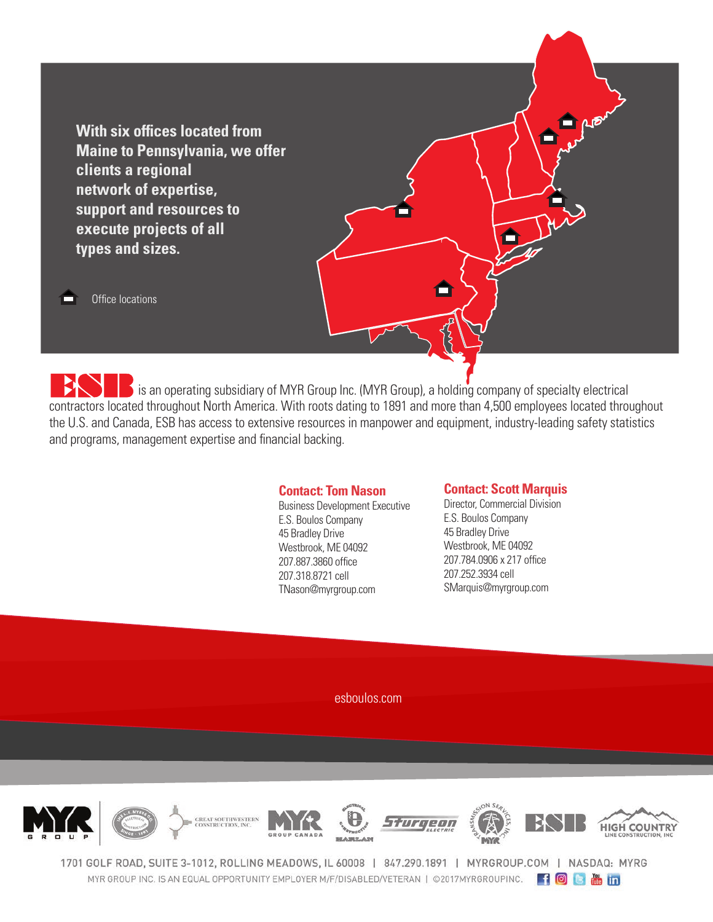**With six offices located from Maine to Pennsylvania, we offer clients a regional network of expertise, support and resources to execute projects of all types and sizes.**

Office locations

ESB is an operating subsidiary of MYR Group Inc. (MYR Group), a holding company of specialty electrical contractors located throughout North America. With roots dating to 1891 and more than 4,500 employees located throughout the U.S. and Canada, ESB has access to extensive resources in manpower and equipment, industry-leading safety statistics and programs, management expertise and financial backing.

**Contact: Tom Nason**
Business Development Executive
E.S. Boulos Company
45 Bradley Drive
Westbrook, ME 04092
207.887.3860 office
207.318.8721 cell
TNason@myrgroup.com

**Contact: Scott Marquis**
Director, Commercial Division
E.S. Boulos Company
45 Bradley Drive
Westbrook, ME 04092
207.784.0906 x 217 office
207.252.3934 cell
SMarquis@myrgroup.com

esboulos.com

1701 GOLF ROAD, SUITE 3-1012, ROLLING MEADOWS, IL 60008 | 847.290.1891 | MYRGROUP.COM | NASDAQ: MYRG

MYR GROUP INC. IS AN EQUAL OPPORTUNITY EMPLOYER M/F/DISABLED/VETERAN | ©2017MYRGROUPINC.